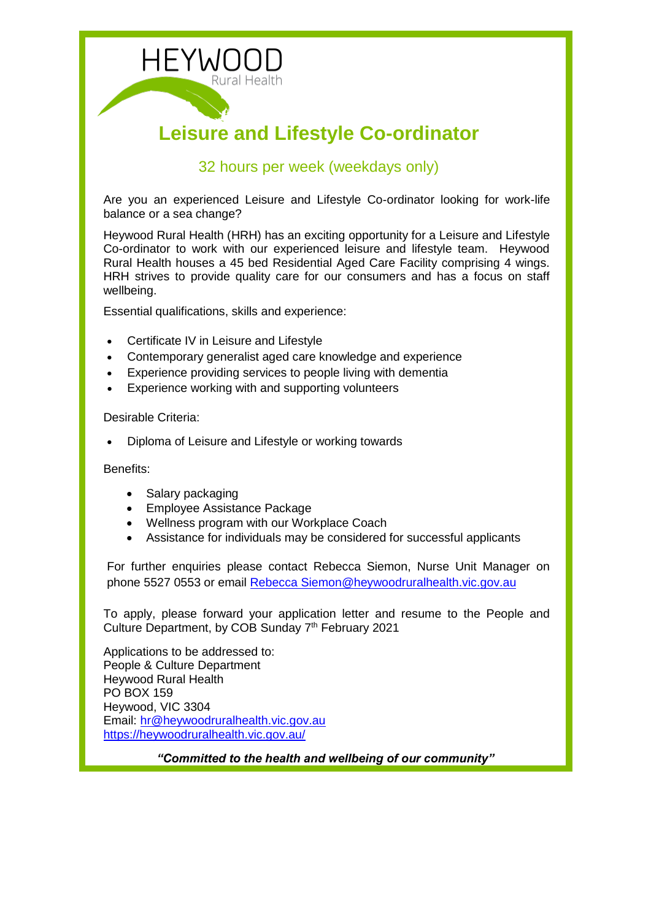HEYWOOD
Rural Health

# Leisure and Lifestyle Co-ordinator

## 32 hours per week (weekdays only)

Are you an experienced Leisure and Lifestyle Co-ordinator looking for work-life balance or a sea change?

Heywood Rural Health (HRH) has an exciting opportunity for a Leisure and Lifestyle Co-ordinator to work with our experienced leisure and lifestyle team. Heywood Rural Health houses a 45 bed Residential Aged Care Facility comprising 4 wings. HRH strives to provide quality care for our consumers and has a focus on staff wellbeing.

Essential qualifications, skills and experience:

- Certificate IV in Leisure and Lifestyle
- Contemporary generalist aged care knowledge and experience
- Experience providing services to people living with dementia
- Experience working with and supporting volunteers

Desirable Criteria:

- Diploma of Leisure and Lifestyle or working towards

Benefits:

- Salary packaging
- Employee Assistance Package
- Wellness program with our Workplace Coach
- Assistance for individuals may be considered for successful applicants

For further enquiries please contact Rebecca Siemon, Nurse Unit Manager on phone 5527 0553 or email Rebecca Siemon@heywoodruralhealth.vic.gov.au

To apply, please forward your application letter and resume to the People and Culture Department, by COB Sunday 7th February 2021

Applications to be addressed to:
People & Culture Department
Heywood Rural Health
PO BOX 159
Heywood, VIC 3304
Email: hr@heywoodruralhealth.vic.gov.au
https://heywoodruralhealth.vic.gov.au/

***"Committed to the health and wellbeing of our community"***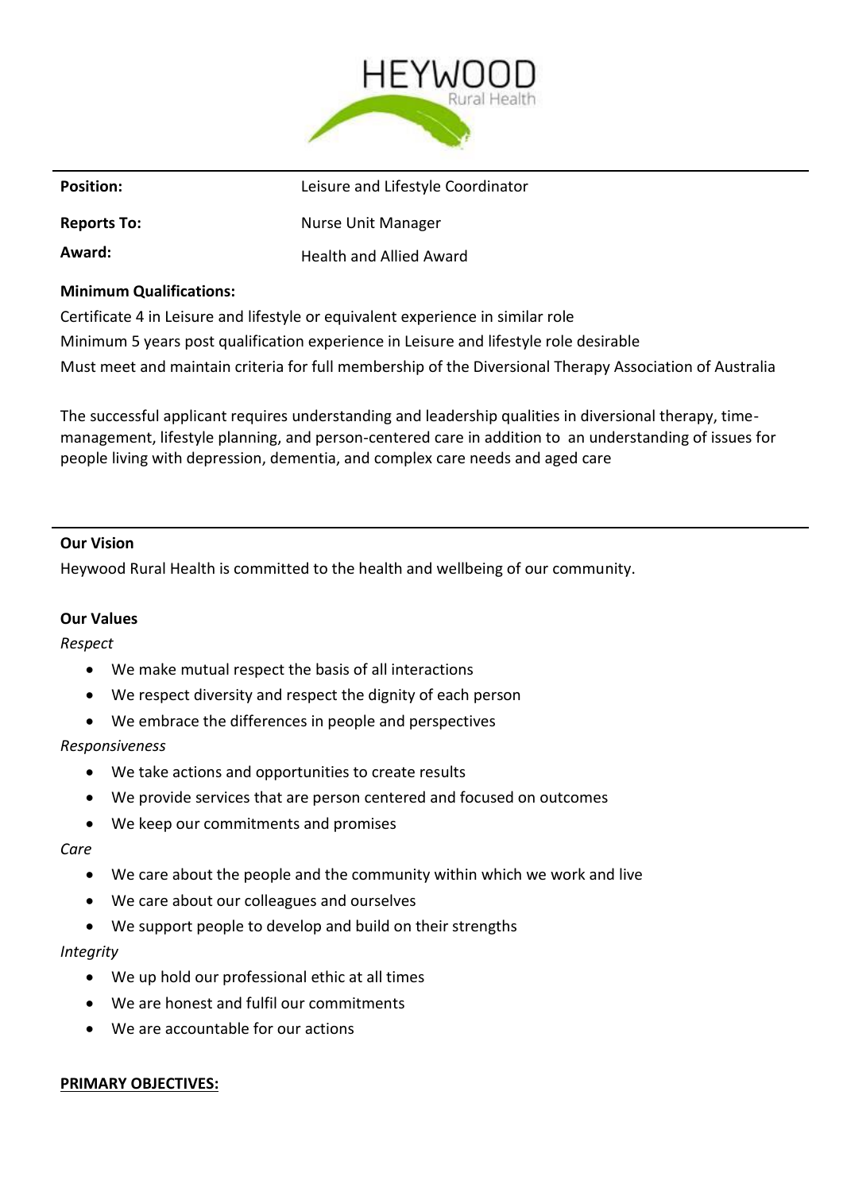| | |
|---|---|
| **Position:** | Leisure and Lifestyle Coordinator |
| **Reports To:** | Nurse Unit Manager |
| **Award:** | Health and Allied Award |

**Minimum Qualifications:**

Certificate 4 in Leisure and lifestyle or equivalent experience in similar role

Minimum 5 years post qualification experience in Leisure and lifestyle role desirable

Must meet and maintain criteria for full membership of the Diversional Therapy Association of Australia

The successful applicant requires understanding and leadership qualities in diversional therapy, time-management, lifestyle planning, and person-centered care in addition to an understanding of issues for people living with depression, dementia, and complex care needs and aged care

**Our Vision**

Heywood Rural Health is committed to the health and wellbeing of our community.

**Our Values**

*Respect*

- We make mutual respect the basis of all interactions
- We respect diversity and respect the dignity of each person
- We embrace the differences in people and perspectives

*Responsiveness*

- We take actions and opportunities to create results
- We provide services that are person centered and focused on outcomes
- We keep our commitments and promises

*Care*

- We care about the people and the community within which we work and live
- We care about our colleagues and ourselves
- We support people to develop and build on their strengths

*Integrity*

- We up hold our professional ethic at all times
- We are honest and fulfil our commitments
- We are accountable for our actions

**PRIMARY OBJECTIVES:**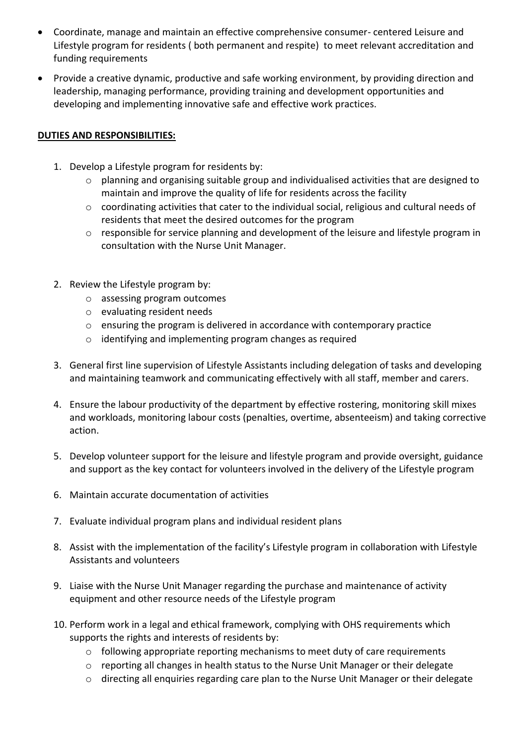- Coordinate, manage and maintain an effective comprehensive consumer- centered Leisure and Lifestyle program for residents ( both permanent and respite) to meet relevant accreditation and funding requirements
- Provide a creative dynamic, productive and safe working environment, by providing direction and leadership, managing performance, providing training and development opportunities and developing and implementing innovative safe and effective work practices.

**DUTIES AND RESPONSIBILITIES:**

1. Develop a Lifestyle program for residents by:
   - planning and organising suitable group and individualised activities that are designed to maintain and improve the quality of life for residents across the facility
   - coordinating activities that cater to the individual social, religious and cultural needs of residents that meet the desired outcomes for the program
   - responsible for service planning and development of the leisure and lifestyle program in consultation with the Nurse Unit Manager.

2. Review the Lifestyle program by:
   - assessing program outcomes
   - evaluating resident needs
   - ensuring the program is delivered in accordance with contemporary practice
   - identifying and implementing program changes as required

3. General first line supervision of Lifestyle Assistants including delegation of tasks and developing and maintaining teamwork and communicating effectively with all staff, member and carers.

4. Ensure the labour productivity of the department by effective rostering, monitoring skill mixes and workloads, monitoring labour costs (penalties, overtime, absenteeism) and taking corrective action.

5. Develop volunteer support for the leisure and lifestyle program and provide oversight, guidance and support as the key contact for volunteers involved in the delivery of the Lifestyle program

6. Maintain accurate documentation of activities

7. Evaluate individual program plans and individual resident plans

8. Assist with the implementation of the facility's Lifestyle program in collaboration with Lifestyle Assistants and volunteers

9. Liaise with the Nurse Unit Manager regarding the purchase and maintenance of activity equipment and other resource needs of the Lifestyle program

10. Perform work in a legal and ethical framework, complying with OHS requirements which supports the rights and interests of residents by:
    - following appropriate reporting mechanisms to meet duty of care requirements
    - reporting all changes in health status to the Nurse Unit Manager or their delegate
    - directing all enquiries regarding care plan to the Nurse Unit Manager or their delegate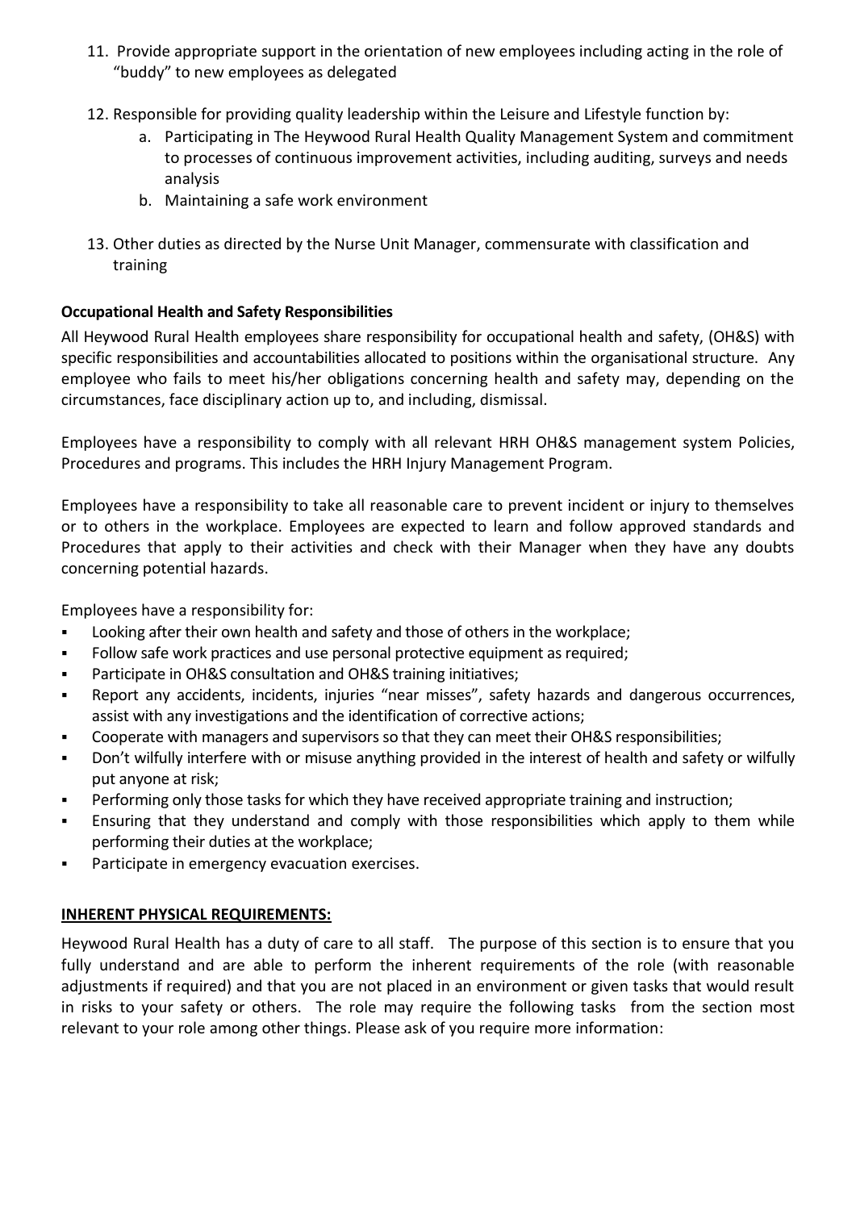11. Provide appropriate support in the orientation of new employees including acting in the role of "buddy" to new employees as delegated

12. Responsible for providing quality leadership within the Leisure and Lifestyle function by:
    a. Participating in The Heywood Rural Health Quality Management System and commitment to processes of continuous improvement activities, including auditing, surveys and needs analysis
    b. Maintaining a safe work environment

13. Other duties as directed by the Nurse Unit Manager, commensurate with classification and training

**Occupational Health and Safety Responsibilities**

All Heywood Rural Health employees share responsibility for occupational health and safety, (OH&S) with specific responsibilities and accountabilities allocated to positions within the organisational structure. Any employee who fails to meet his/her obligations concerning health and safety may, depending on the circumstances, face disciplinary action up to, and including, dismissal.

Employees have a responsibility to comply with all relevant HRH OH&S management system Policies, Procedures and programs. This includes the HRH Injury Management Program.

Employees have a responsibility to take all reasonable care to prevent incident or injury to themselves or to others in the workplace. Employees are expected to learn and follow approved standards and Procedures that apply to their activities and check with their Manager when they have any doubts concerning potential hazards.

Employees have a responsibility for:

- Looking after their own health and safety and those of others in the workplace;
- Follow safe work practices and use personal protective equipment as required;
- Participate in OH&S consultation and OH&S training initiatives;
- Report any accidents, incidents, injuries "near misses", safety hazards and dangerous occurrences, assist with any investigations and the identification of corrective actions;
- Cooperate with managers and supervisors so that they can meet their OH&S responsibilities;
- Don't wilfully interfere with or misuse anything provided in the interest of health and safety or wilfully put anyone at risk;
- Performing only those tasks for which they have received appropriate training and instruction;
- Ensuring that they understand and comply with those responsibilities which apply to them while performing their duties at the workplace;
- Participate in emergency evacuation exercises.

**INHERENT PHYSICAL REQUIREMENTS:**

Heywood Rural Health has a duty of care to all staff. The purpose of this section is to ensure that you fully understand and are able to perform the inherent requirements of the role (with reasonable adjustments if required) and that you are not placed in an environment or given tasks that would result in risks to your safety or others. The role may require the following tasks from the section most relevant to your role among other things. Please ask of you require more information: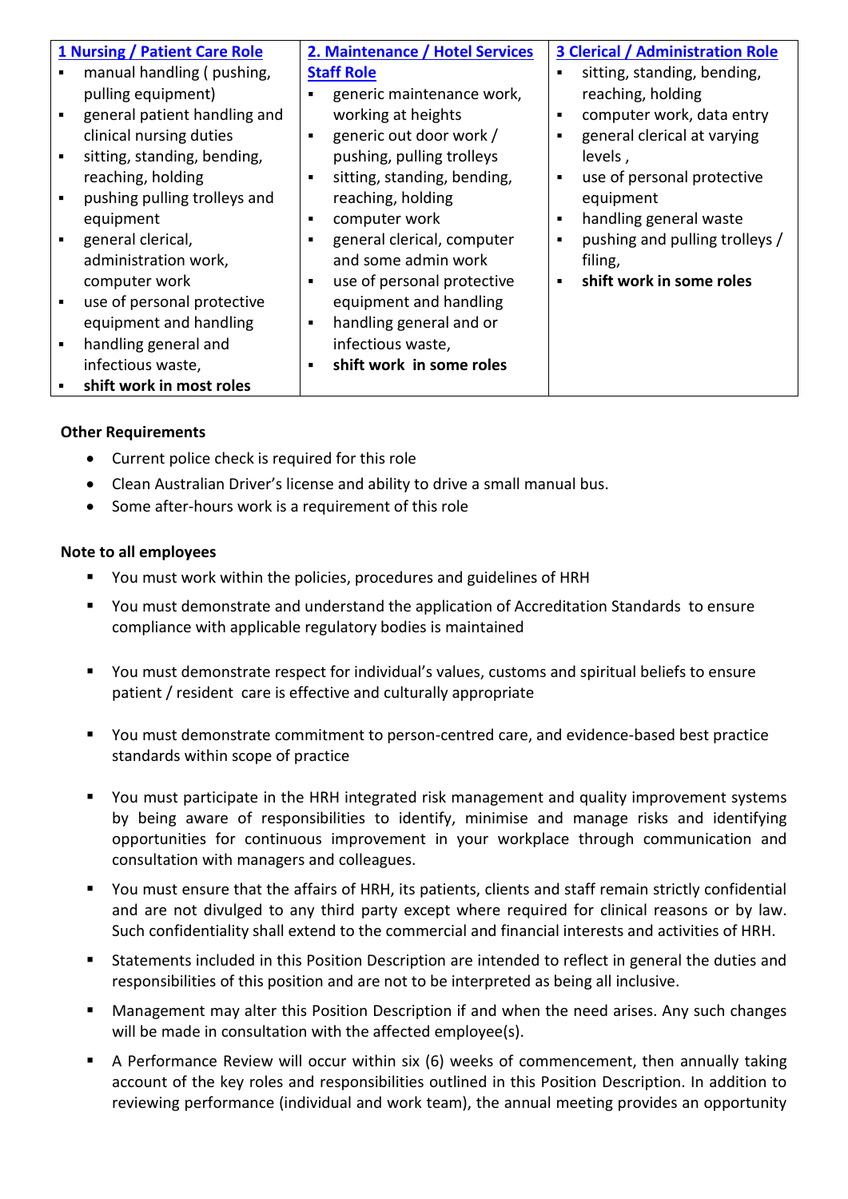| 1 Nursing / Patient Care Role | 2. Maintenance / Hotel Services Staff Role | 3 Clerical / Administration Role |
|---|---|---|
| ▪ manual handling ( pushing, pulling equipment)<br>▪ general patient handling and clinical nursing duties<br>▪ sitting, standing, bending, reaching, holding<br>▪ pushing pulling trolleys and equipment<br>▪ general clerical, administration work, computer work<br>▪ use of personal protective equipment and handling<br>▪ handling general and infectious waste,<br>▪ **shift work in most roles** | ▪ generic maintenance work, working at heights<br>▪ generic out door work / pushing, pulling trolleys<br>▪ sitting, standing, bending, reaching, holding<br>▪ computer work<br>▪ general clerical, computer and some admin work<br>▪ use of personal protective equipment and handling<br>▪ handling general and or infectious waste,<br>▪ **shift work in some roles** | ▪ sitting, standing, bending, reaching, holding<br>▪ computer work, data entry<br>▪ general clerical at varying levels ,<br>▪ use of personal protective equipment<br>▪ handling general waste<br>▪ pushing and pulling trolleys / filing,<br>▪ **shift work in some roles** |

**Other Requirements**

- Current police check is required for this role
- Clean Australian Driver's license and ability to drive a small manual bus.
- Some after-hours work is a requirement of this role

**Note to all employees**

- You must work within the policies, procedures and guidelines of HRH
- You must demonstrate and understand the application of Accreditation Standards to ensure compliance with applicable regulatory bodies is maintained
- You must demonstrate respect for individual's values, customs and spiritual beliefs to ensure patient / resident care is effective and culturally appropriate
- You must demonstrate commitment to person-centred care, and evidence-based best practice standards within scope of practice
- You must participate in the HRH integrated risk management and quality improvement systems by being aware of responsibilities to identify, minimise and manage risks and identifying opportunities for continuous improvement in your workplace through communication and consultation with managers and colleagues.
- You must ensure that the affairs of HRH, its patients, clients and staff remain strictly confidential and are not divulged to any third party except where required for clinical reasons or by law. Such confidentiality shall extend to the commercial and financial interests and activities of HRH.
- Statements included in this Position Description are intended to reflect in general the duties and responsibilities of this position and are not to be interpreted as being all inclusive.
- Management may alter this Position Description if and when the need arises. Any such changes will be made in consultation with the affected employee(s).
- A Performance Review will occur within six (6) weeks of commencement, then annually taking account of the key roles and responsibilities outlined in this Position Description. In addition to reviewing performance (individual and work team), the annual meeting provides an opportunity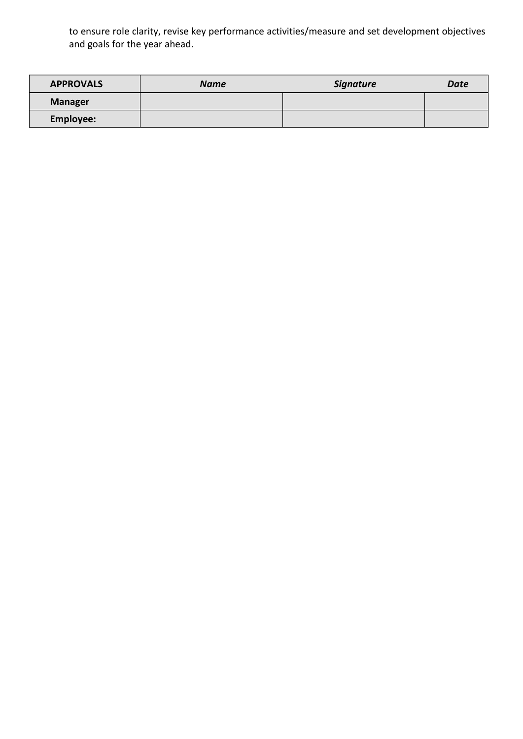to ensure role clarity, revise key performance activities/measure and set development objectives and goals for the year ahead.

| **APPROVALS** | ***Name*** | ***Signature*** | ***Date*** |
|---|---|---|---|
| **Manager** | | | |
| **Employee:** | | | |